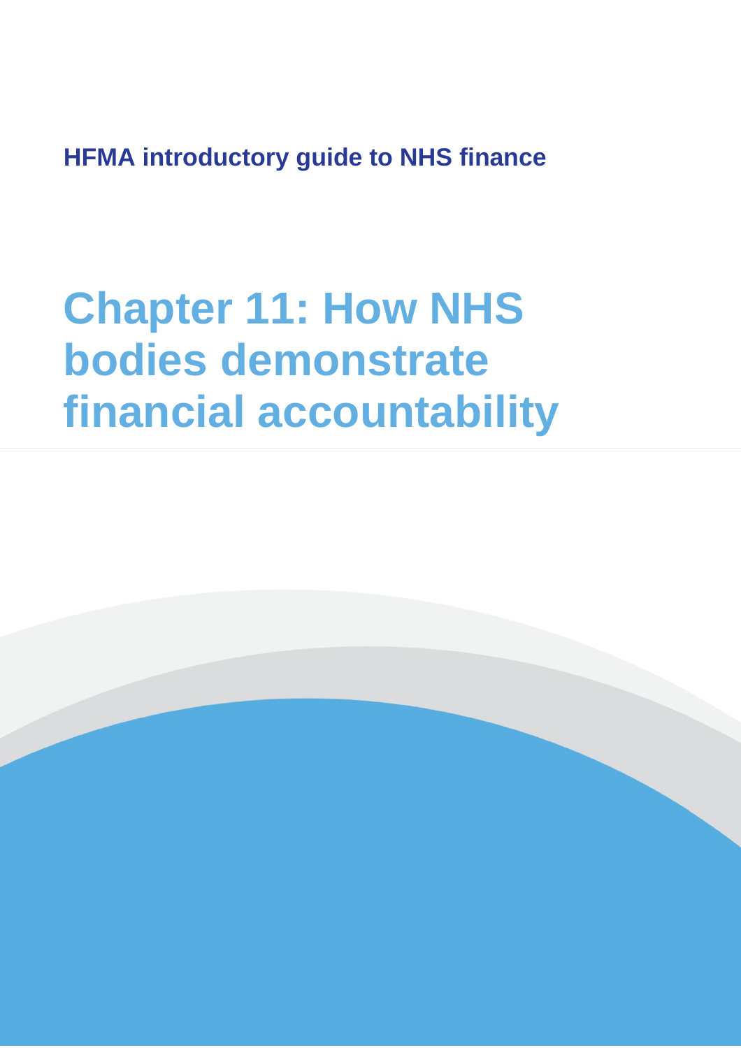**HFMA introductory guide to NHS finance**

# Chapter 11: How NHS bodies demonstrate financial accountability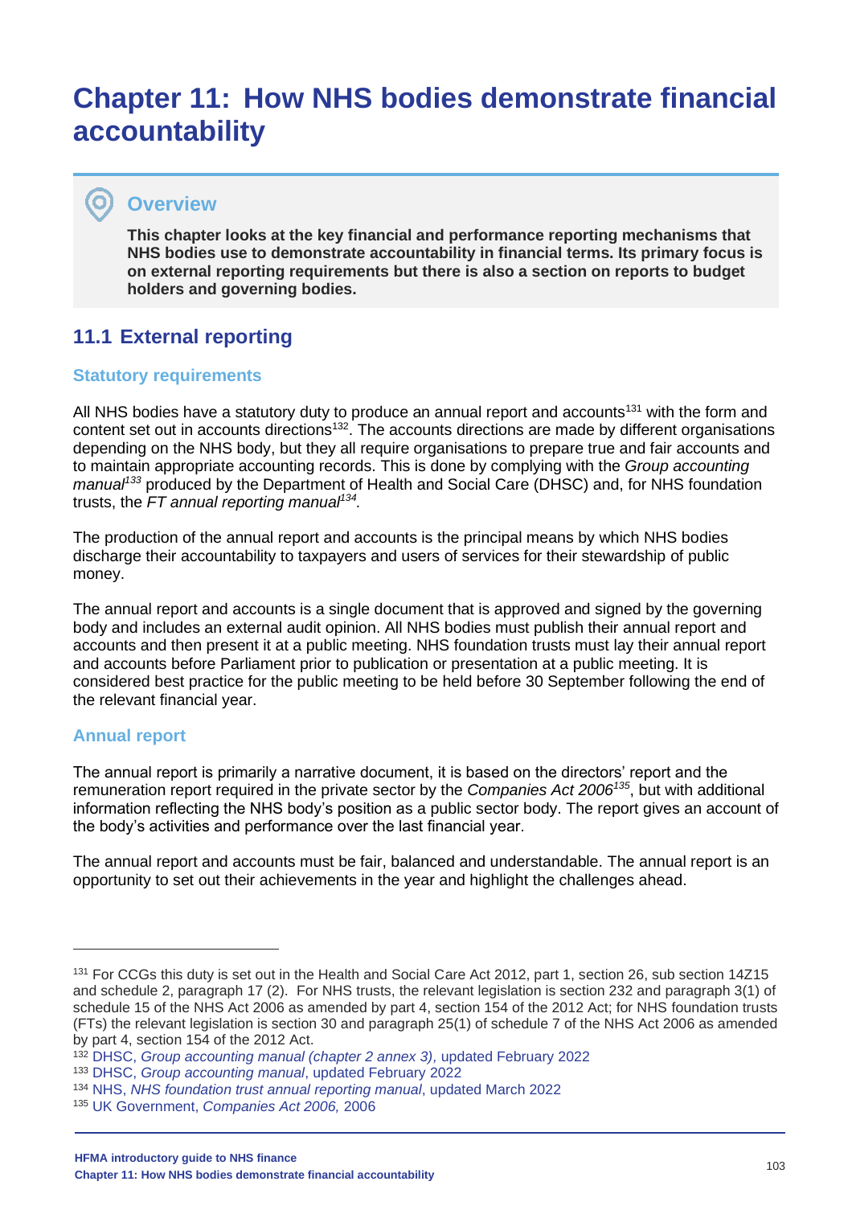# Chapter 11: How NHS bodies demonstrate financial accountability

## Overview

**This chapter looks at the key financial and performance reporting mechanisms that NHS bodies use to demonstrate accountability in financial terms. Its primary focus is on external reporting requirements but there is also a section on reports to budget holders and governing bodies.**

## 11.1 External reporting

### Statutory requirements

All NHS bodies have a statutory duty to produce an annual report and accounts[131] with the form and content set out in accounts directions[132]. The accounts directions are made by different organisations depending on the NHS body, but they all require organisations to prepare true and fair accounts and to maintain appropriate accounting records. This is done by complying with the *Group accounting manual*[133] produced by the Department of Health and Social Care (DHSC) and, for NHS foundation trusts, the *FT annual reporting manual*[134]*.*

The production of the annual report and accounts is the principal means by which NHS bodies discharge their accountability to taxpayers and users of services for their stewardship of public money.

The annual report and accounts is a single document that is approved and signed by the governing body and includes an external audit opinion. All NHS bodies must publish their annual report and accounts and then present it at a public meeting. NHS foundation trusts must lay their annual report and accounts before Parliament prior to publication or presentation at a public meeting. It is considered best practice for the public meeting to be held before 30 September following the end of the relevant financial year.

### Annual report

The annual report is primarily a narrative document, it is based on the directors' report and the remuneration report required in the private sector by the *Companies Act 2006*[135], but with additional information reflecting the NHS body's position as a public sector body. The report gives an account of the body's activities and performance over the last financial year.

The annual report and accounts must be fair, balanced and understandable. The annual report is an opportunity to set out their achievements in the year and highlight the challenges ahead.

---

[131] For CCGs this duty is set out in the Health and Social Care Act 2012, part 1, section 26, sub section 14Z15 and schedule 2, paragraph 17 (2). For NHS trusts, the relevant legislation is section 232 and paragraph 3(1) of schedule 15 of the NHS Act 2006 as amended by part 4, section 154 of the 2012 Act; for NHS foundation trusts (FTs) the relevant legislation is section 30 and paragraph 25(1) of schedule 7 of the NHS Act 2006 as amended by part 4, section 154 of the 2012 Act.

[132] DHSC, *Group accounting manual (chapter 2 annex 3)*, updated February 2022

[133] DHSC, *Group accounting manual*, updated February 2022

[134] NHS, *NHS foundation trust annual reporting manual*, updated March 2022

[135] UK Government, *Companies Act 2006,* 2006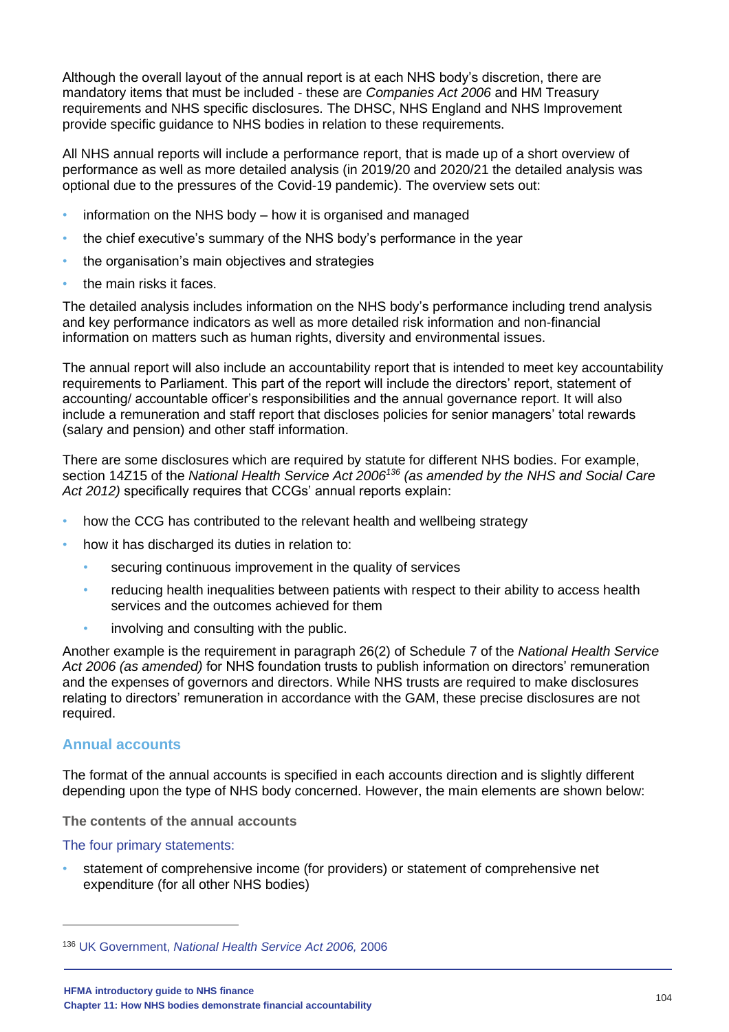Although the overall layout of the annual report is at each NHS body's discretion, there are mandatory items that must be included - these are *Companies Act 2006* and HM Treasury requirements and NHS specific disclosures. The DHSC, NHS England and NHS Improvement provide specific guidance to NHS bodies in relation to these requirements.

All NHS annual reports will include a performance report, that is made up of a short overview of performance as well as more detailed analysis (in 2019/20 and 2020/21 the detailed analysis was optional due to the pressures of the Covid-19 pandemic). The overview sets out:

- information on the NHS body – how it is organised and managed
- the chief executive's summary of the NHS body's performance in the year
- the organisation's main objectives and strategies
- the main risks it faces.

The detailed analysis includes information on the NHS body's performance including trend analysis and key performance indicators as well as more detailed risk information and non-financial information on matters such as human rights, diversity and environmental issues.

The annual report will also include an accountability report that is intended to meet key accountability requirements to Parliament. This part of the report will include the directors' report, statement of accounting/ accountable officer's responsibilities and the annual governance report. It will also include a remuneration and staff report that discloses policies for senior managers' total rewards (salary and pension) and other staff information.

There are some disclosures which are required by statute for different NHS bodies. For example, section 14Z15 of the *National Health Service Act 2006*[136] *(as amended by the NHS and Social Care Act 2012)* specifically requires that CCGs' annual reports explain:

- how the CCG has contributed to the relevant health and wellbeing strategy
- how it has discharged its duties in relation to:
  - securing continuous improvement in the quality of services
  - reducing health inequalities between patients with respect to their ability to access health services and the outcomes achieved for them
  - involving and consulting with the public.

Another example is the requirement in paragraph 26(2) of Schedule 7 of the *National Health Service Act 2006 (as amended)* for NHS foundation trusts to publish information on directors' remuneration and the expenses of governors and directors. While NHS trusts are required to make disclosures relating to directors' remuneration in accordance with the GAM, these precise disclosures are not required.

## Annual accounts

The format of the annual accounts is specified in each accounts direction and is slightly different depending upon the type of NHS body concerned. However, the main elements are shown below:

**The contents of the annual accounts**

The four primary statements:

- statement of comprehensive income (for providers) or statement of comprehensive net expenditure (for all other NHS bodies)

---

[136] UK Government, *National Health Service Act 2006,* 2006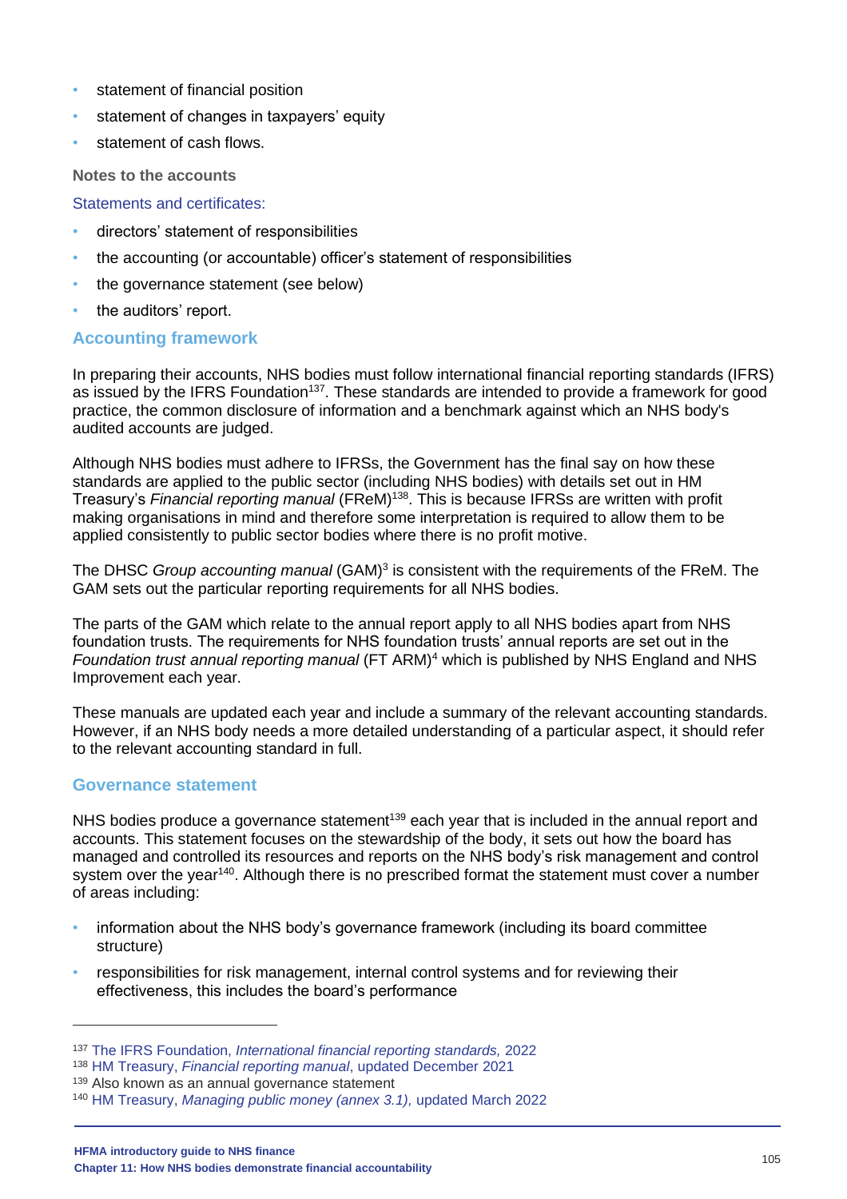- statement of financial position
- statement of changes in taxpayers' equity
- statement of cash flows.

**Notes to the accounts**

Statements and certificates:

- directors' statement of responsibilities
- the accounting (or accountable) officer's statement of responsibilities
- the governance statement (see below)
- the auditors' report.

## Accounting framework

In preparing their accounts, NHS bodies must follow international financial reporting standards (IFRS) as issued by the IFRS Foundation[137]. These standards are intended to provide a framework for good practice, the common disclosure of information and a benchmark against which an NHS body's audited accounts are judged.

Although NHS bodies must adhere to IFRSs, the Government has the final say on how these standards are applied to the public sector (including NHS bodies) with details set out in HM Treasury's *Financial reporting manual* (FReM)[138]. This is because IFRSs are written with profit making organisations in mind and therefore some interpretation is required to allow them to be applied consistently to public sector bodies where there is no profit motive.

The DHSC *Group accounting manual* (GAM)[3] is consistent with the requirements of the FReM. The GAM sets out the particular reporting requirements for all NHS bodies.

The parts of the GAM which relate to the annual report apply to all NHS bodies apart from NHS foundation trusts. The requirements for NHS foundation trusts' annual reports are set out in the *Foundation trust annual reporting manual* (FT ARM)[4] which is published by NHS England and NHS Improvement each year.

These manuals are updated each year and include a summary of the relevant accounting standards. However, if an NHS body needs a more detailed understanding of a particular aspect, it should refer to the relevant accounting standard in full.

## Governance statement

NHS bodies produce a governance statement[139] each year that is included in the annual report and accounts. This statement focuses on the stewardship of the body, it sets out how the board has managed and controlled its resources and reports on the NHS body's risk management and control system over the year[140]. Although there is no prescribed format the statement must cover a number of areas including:

- information about the NHS body's governance framework (including its board committee structure)
- responsibilities for risk management, internal control systems and for reviewing their effectiveness, this includes the board's performance

---

[137] The IFRS Foundation, *International financial reporting standards,* 2022

[138] HM Treasury, *Financial reporting manual*, updated December 2021

[139] Also known as an annual governance statement

[140] HM Treasury, *Managing public money (annex 3.1),* updated March 2022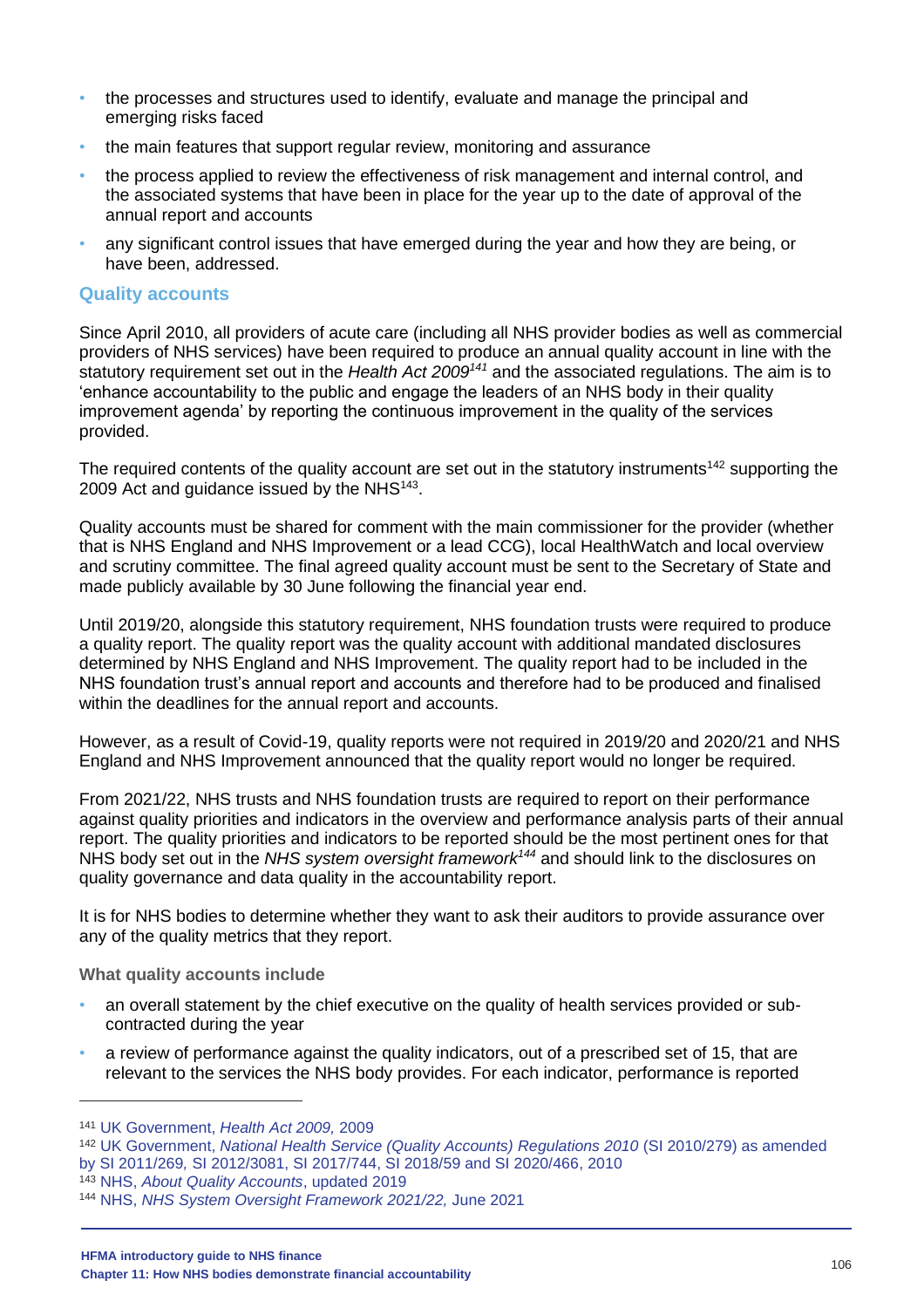- the processes and structures used to identify, evaluate and manage the principal and emerging risks faced
- the main features that support regular review, monitoring and assurance
- the process applied to review the effectiveness of risk management and internal control, and the associated systems that have been in place for the year up to the date of approval of the annual report and accounts
- any significant control issues that have emerged during the year and how they are being, or have been, addressed.

## Quality accounts

Since April 2010, all providers of acute care (including all NHS provider bodies as well as commercial providers of NHS services) have been required to produce an annual quality account in line with the statutory requirement set out in the *Health Act 2009*[141] and the associated regulations. The aim is to 'enhance accountability to the public and engage the leaders of an NHS body in their quality improvement agenda' by reporting the continuous improvement in the quality of the services provided.

The required contents of the quality account are set out in the statutory instruments[142] supporting the 2009 Act and guidance issued by the NHS[143].

Quality accounts must be shared for comment with the main commissioner for the provider (whether that is NHS England and NHS Improvement or a lead CCG), local HealthWatch and local overview and scrutiny committee. The final agreed quality account must be sent to the Secretary of State and made publicly available by 30 June following the financial year end.

Until 2019/20, alongside this statutory requirement, NHS foundation trusts were required to produce a quality report. The quality report was the quality account with additional mandated disclosures determined by NHS England and NHS Improvement. The quality report had to be included in the NHS foundation trust's annual report and accounts and therefore had to be produced and finalised within the deadlines for the annual report and accounts.

However, as a result of Covid-19, quality reports were not required in 2019/20 and 2020/21 and NHS England and NHS Improvement announced that the quality report would no longer be required.

From 2021/22, NHS trusts and NHS foundation trusts are required to report on their performance against quality priorities and indicators in the overview and performance analysis parts of their annual report. The quality priorities and indicators to be reported should be the most pertinent ones for that NHS body set out in the *NHS system oversight framework*[144] and should link to the disclosures on quality governance and data quality in the accountability report.

It is for NHS bodies to determine whether they want to ask their auditors to provide assurance over any of the quality metrics that they report.

### What quality accounts include

- an overall statement by the chief executive on the quality of health services provided or sub-contracted during the year
- a review of performance against the quality indicators, out of a prescribed set of 15, that are relevant to the services the NHS body provides. For each indicator, performance is reported

---

[141] UK Government, *Health Act 2009,* 2009

[142] UK Government, *National Health Service (Quality Accounts) Regulations 2010* (SI 2010/279) as amended by SI 2011/269, SI 2012/3081, SI 2017/744, SI 2018/59 and SI 2020/466, 2010

[143] NHS, *About Quality Accounts*, updated 2019

[144] NHS, *NHS System Oversight Framework 2021/22,* June 2021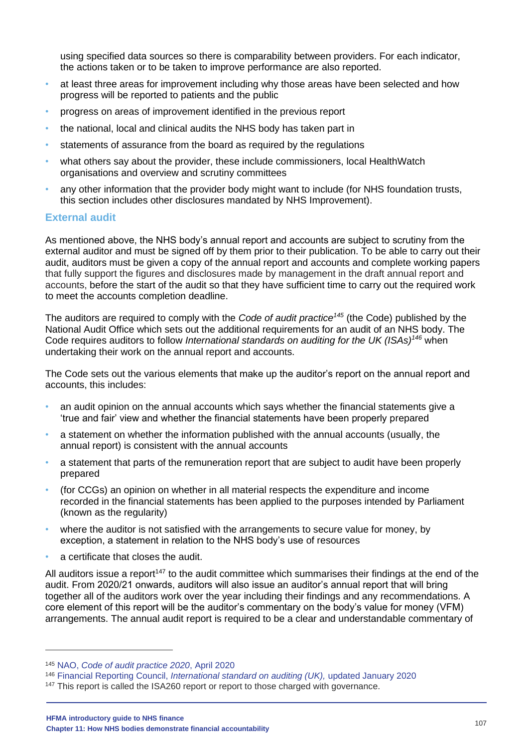using specified data sources so there is comparability between providers. For each indicator, the actions taken or to be taken to improve performance are also reported.

- at least three areas for improvement including why those areas have been selected and how progress will be reported to patients and the public
- progress on areas of improvement identified in the previous report
- the national, local and clinical audits the NHS body has taken part in
- statements of assurance from the board as required by the regulations
- what others say about the provider, these include commissioners, local HealthWatch organisations and overview and scrutiny committees
- any other information that the provider body might want to include (for NHS foundation trusts, this section includes other disclosures mandated by NHS Improvement).

### External audit

As mentioned above, the NHS body's annual report and accounts are subject to scrutiny from the external auditor and must be signed off by them prior to their publication. To be able to carry out their audit, auditors must be given a copy of the annual report and accounts and complete working papers that fully support the figures and disclosures made by management in the draft annual report and accounts, before the start of the audit so that they have sufficient time to carry out the required work to meet the accounts completion deadline.

The auditors are required to comply with the *Code of audit practice*[145] (the Code) published by the National Audit Office which sets out the additional requirements for an audit of an NHS body. The Code requires auditors to follow *International standards on auditing for the UK (ISAs)*[146] when undertaking their work on the annual report and accounts.

The Code sets out the various elements that make up the auditor's report on the annual report and accounts, this includes:

- an audit opinion on the annual accounts which says whether the financial statements give a 'true and fair' view and whether the financial statements have been properly prepared
- a statement on whether the information published with the annual accounts (usually, the annual report) is consistent with the annual accounts
- a statement that parts of the remuneration report that are subject to audit have been properly prepared
- (for CCGs) an opinion on whether in all material respects the expenditure and income recorded in the financial statements has been applied to the purposes intended by Parliament (known as the regularity)
- where the auditor is not satisfied with the arrangements to secure value for money, by exception, a statement in relation to the NHS body's use of resources
- a certificate that closes the audit.

All auditors issue a report[147] to the audit committee which summarises their findings at the end of the audit. From 2020/21 onwards, auditors will also issue an auditor's annual report that will bring together all of the auditors work over the year including their findings and any recommendations. A core element of this report will be the auditor's commentary on the body's value for money (VFM) arrangements. The annual audit report is required to be a clear and understandable commentary of

---

[145] NAO, *Code of audit practice 2020*, April 2020

[146] Financial Reporting Council, *International standard on auditing (UK),* updated January 2020

[147] This report is called the ISA260 report or report to those charged with governance.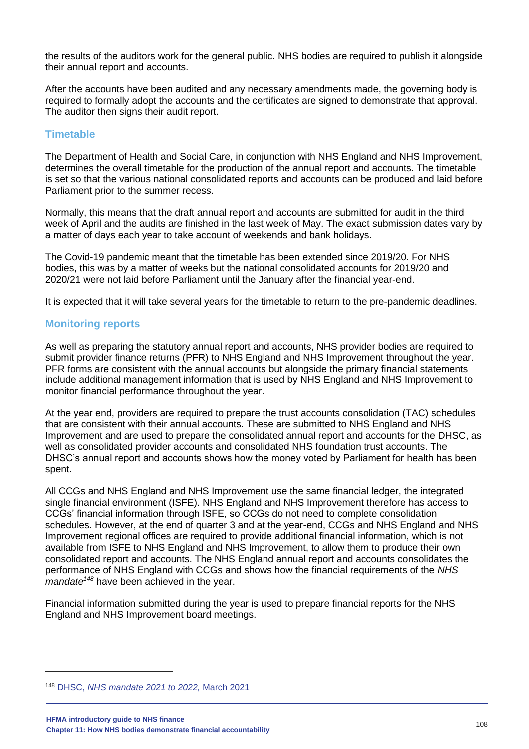the results of the auditors work for the general public. NHS bodies are required to publish it alongside their annual report and accounts.

After the accounts have been audited and any necessary amendments made, the governing body is required to formally adopt the accounts and the certificates are signed to demonstrate that approval. The auditor then signs their audit report.

### Timetable

The Department of Health and Social Care, in conjunction with NHS England and NHS Improvement, determines the overall timetable for the production of the annual report and accounts. The timetable is set so that the various national consolidated reports and accounts can be produced and laid before Parliament prior to the summer recess.

Normally, this means that the draft annual report and accounts are submitted for audit in the third week of April and the audits are finished in the last week of May. The exact submission dates vary by a matter of days each year to take account of weekends and bank holidays.

The Covid-19 pandemic meant that the timetable has been extended since 2019/20. For NHS bodies, this was by a matter of weeks but the national consolidated accounts for 2019/20 and 2020/21 were not laid before Parliament until the January after the financial year-end.

It is expected that it will take several years for the timetable to return to the pre-pandemic deadlines.

### Monitoring reports

As well as preparing the statutory annual report and accounts, NHS provider bodies are required to submit provider finance returns (PFR) to NHS England and NHS Improvement throughout the year. PFR forms are consistent with the annual accounts but alongside the primary financial statements include additional management information that is used by NHS England and NHS Improvement to monitor financial performance throughout the year.

At the year end, providers are required to prepare the trust accounts consolidation (TAC) schedules that are consistent with their annual accounts. These are submitted to NHS England and NHS Improvement and are used to prepare the consolidated annual report and accounts for the DHSC, as well as consolidated provider accounts and consolidated NHS foundation trust accounts. The DHSC's annual report and accounts shows how the money voted by Parliament for health has been spent.

All CCGs and NHS England and NHS Improvement use the same financial ledger, the integrated single financial environment (ISFE). NHS England and NHS Improvement therefore has access to CCGs' financial information through ISFE, so CCGs do not need to complete consolidation schedules. However, at the end of quarter 3 and at the year-end, CCGs and NHS England and NHS Improvement regional offices are required to provide additional financial information, which is not available from ISFE to NHS England and NHS Improvement, to allow them to produce their own consolidated report and accounts. The NHS England annual report and accounts consolidates the performance of NHS England with CCGs and shows how the financial requirements of the *NHS mandate*[148] have been achieved in the year.

Financial information submitted during the year is used to prepare financial reports for the NHS England and NHS Improvement board meetings.

---

[148] DHSC, *NHS mandate 2021 to 2022,* March 2021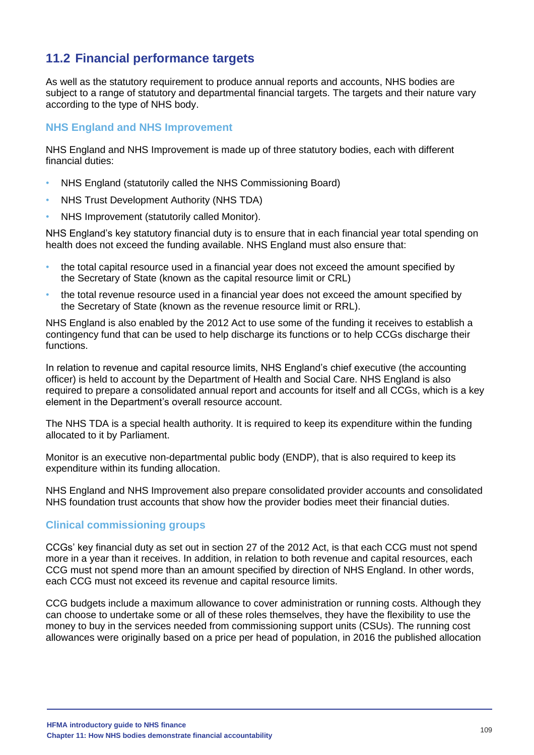## 11.2 Financial performance targets

As well as the statutory requirement to produce annual reports and accounts, NHS bodies are subject to a range of statutory and departmental financial targets. The targets and their nature vary according to the type of NHS body.

### NHS England and NHS Improvement

NHS England and NHS Improvement is made up of three statutory bodies, each with different financial duties:

- NHS England (statutorily called the NHS Commissioning Board)
- NHS Trust Development Authority (NHS TDA)
- NHS Improvement (statutorily called Monitor).

NHS England's key statutory financial duty is to ensure that in each financial year total spending on health does not exceed the funding available. NHS England must also ensure that:

- the total capital resource used in a financial year does not exceed the amount specified by the Secretary of State (known as the capital resource limit or CRL)
- the total revenue resource used in a financial year does not exceed the amount specified by the Secretary of State (known as the revenue resource limit or RRL).

NHS England is also enabled by the 2012 Act to use some of the funding it receives to establish a contingency fund that can be used to help discharge its functions or to help CCGs discharge their functions.

In relation to revenue and capital resource limits, NHS England's chief executive (the accounting officer) is held to account by the Department of Health and Social Care. NHS England is also required to prepare a consolidated annual report and accounts for itself and all CCGs, which is a key element in the Department's overall resource account.

The NHS TDA is a special health authority. It is required to keep its expenditure within the funding allocated to it by Parliament.

Monitor is an executive non-departmental public body (ENDP), that is also required to keep its expenditure within its funding allocation.

NHS England and NHS Improvement also prepare consolidated provider accounts and consolidated NHS foundation trust accounts that show how the provider bodies meet their financial duties.

### Clinical commissioning groups

CCGs' key financial duty as set out in section 27 of the 2012 Act, is that each CCG must not spend more in a year than it receives. In addition, in relation to both revenue and capital resources, each CCG must not spend more than an amount specified by direction of NHS England. In other words, each CCG must not exceed its revenue and capital resource limits.

CCG budgets include a maximum allowance to cover administration or running costs. Although they can choose to undertake some or all of these roles themselves, they have the flexibility to use the money to buy in the services needed from commissioning support units (CSUs). The running cost allowances were originally based on a price per head of population, in 2016 the published allocation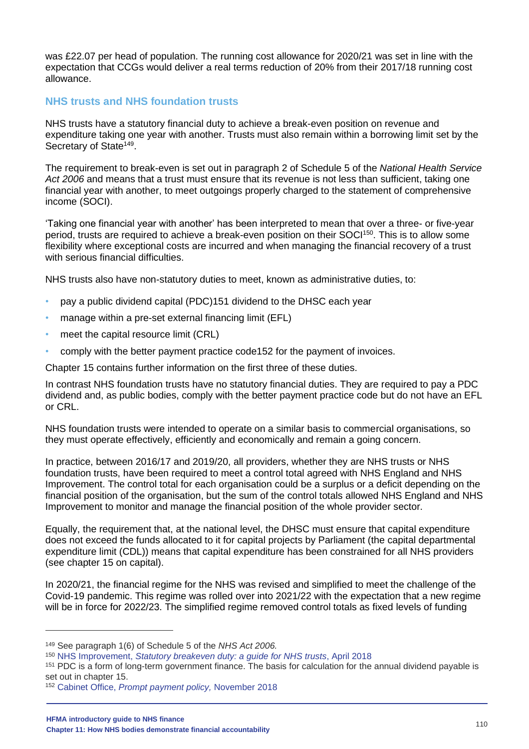was £22.07 per head of population. The running cost allowance for 2020/21 was set in line with the expectation that CCGs would deliver a real terms reduction of 20% from their 2017/18 running cost allowance.

### NHS trusts and NHS foundation trusts

NHS trusts have a statutory financial duty to achieve a break-even position on revenue and expenditure taking one year with another. Trusts must also remain within a borrowing limit set by the Secretary of State[149].

The requirement to break-even is set out in paragraph 2 of Schedule 5 of the *National Health Service Act 2006* and means that a trust must ensure that its revenue is not less than sufficient, taking one financial year with another, to meet outgoings properly charged to the statement of comprehensive income (SOCI).

'Taking one financial year with another' has been interpreted to mean that over a three- or five-year period, trusts are required to achieve a break-even position on their SOCI[150]. This is to allow some flexibility where exceptional costs are incurred and when managing the financial recovery of a trust with serious financial difficulties.

NHS trusts also have non-statutory duties to meet, known as administrative duties, to:

- pay a public dividend capital (PDC)151 dividend to the DHSC each year
- manage within a pre-set external financing limit (EFL)
- meet the capital resource limit (CRL)
- comply with the better payment practice code152 for the payment of invoices.

Chapter 15 contains further information on the first three of these duties.

In contrast NHS foundation trusts have no statutory financial duties. They are required to pay a PDC dividend and, as public bodies, comply with the better payment practice code but do not have an EFL or CRL.

NHS foundation trusts were intended to operate on a similar basis to commercial organisations, so they must operate effectively, efficiently and economically and remain a going concern.

In practice, between 2016/17 and 2019/20, all providers, whether they are NHS trusts or NHS foundation trusts, have been required to meet a control total agreed with NHS England and NHS Improvement. The control total for each organisation could be a surplus or a deficit depending on the financial position of the organisation, but the sum of the control totals allowed NHS England and NHS Improvement to monitor and manage the financial position of the whole provider sector.

Equally, the requirement that, at the national level, the DHSC must ensure that capital expenditure does not exceed the funds allocated to it for capital projects by Parliament (the capital departmental expenditure limit (CDL)) means that capital expenditure has been constrained for all NHS providers (see chapter 15 on capital).

In 2020/21, the financial regime for the NHS was revised and simplified to meet the challenge of the Covid-19 pandemic. This regime was rolled over into 2021/22 with the expectation that a new regime will be in force for 2022/23. The simplified regime removed control totals as fixed levels of funding

---

[149] See paragraph 1(6) of Schedule 5 of the *NHS Act 2006.*

[150] NHS Improvement, *Statutory breakeven duty: a guide for NHS trusts*, April 2018

[151] PDC is a form of long-term government finance. The basis for calculation for the annual dividend payable is set out in chapter 15.

[152] Cabinet Office, *Prompt payment policy,* November 2018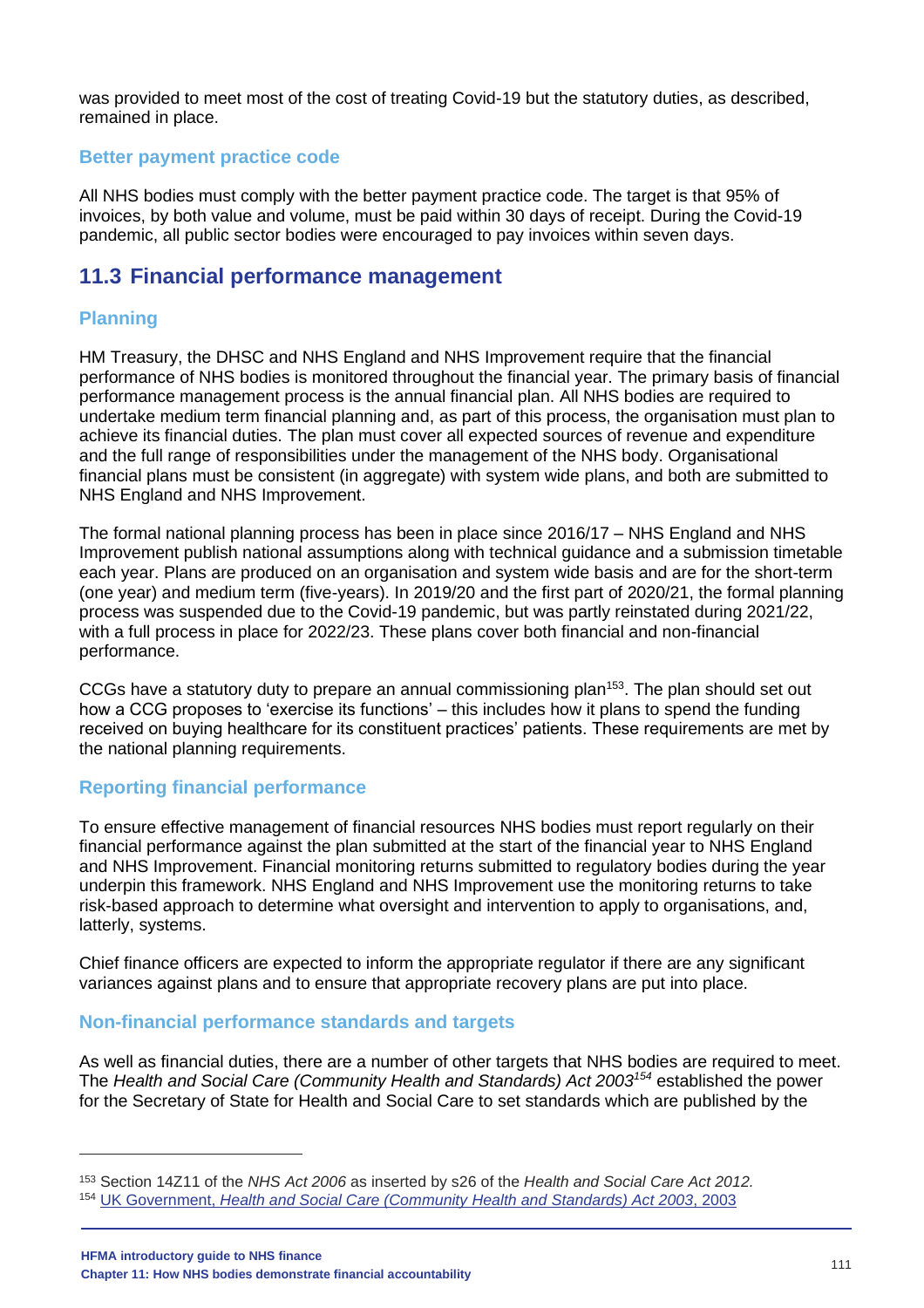was provided to meet most of the cost of treating Covid-19 but the statutory duties, as described, remained in place.

### Better payment practice code

All NHS bodies must comply with the better payment practice code. The target is that 95% of invoices, by both value and volume, must be paid within 30 days of receipt. During the Covid-19 pandemic, all public sector bodies were encouraged to pay invoices within seven days.

## 11.3 Financial performance management

### Planning

HM Treasury, the DHSC and NHS England and NHS Improvement require that the financial performance of NHS bodies is monitored throughout the financial year. The primary basis of financial performance management process is the annual financial plan. All NHS bodies are required to undertake medium term financial planning and, as part of this process, the organisation must plan to achieve its financial duties. The plan must cover all expected sources of revenue and expenditure and the full range of responsibilities under the management of the NHS body. Organisational financial plans must be consistent (in aggregate) with system wide plans, and both are submitted to NHS England and NHS Improvement.

The formal national planning process has been in place since 2016/17 – NHS England and NHS Improvement publish national assumptions along with technical guidance and a submission timetable each year. Plans are produced on an organisation and system wide basis and are for the short-term (one year) and medium term (five-years). In 2019/20 and the first part of 2020/21, the formal planning process was suspended due to the Covid-19 pandemic, but was partly reinstated during 2021/22, with a full process in place for 2022/23. These plans cover both financial and non-financial performance.

CCGs have a statutory duty to prepare an annual commissioning plan[153]. The plan should set out how a CCG proposes to 'exercise its functions' – this includes how it plans to spend the funding received on buying healthcare for its constituent practices' patients. These requirements are met by the national planning requirements.

### Reporting financial performance

To ensure effective management of financial resources NHS bodies must report regularly on their financial performance against the plan submitted at the start of the financial year to NHS England and NHS Improvement. Financial monitoring returns submitted to regulatory bodies during the year underpin this framework. NHS England and NHS Improvement use the monitoring returns to take risk-based approach to determine what oversight and intervention to apply to organisations, and, latterly, systems.

Chief finance officers are expected to inform the appropriate regulator if there are any significant variances against plans and to ensure that appropriate recovery plans are put into place.

### Non-financial performance standards and targets

As well as financial duties, there are a number of other targets that NHS bodies are required to meet. The *Health and Social Care (Community Health and Standards) Act 2003*[154] established the power for the Secretary of State for Health and Social Care to set standards which are published by the

---

[153] Section 14Z11 of the *NHS Act 2006* as inserted by s26 of the *Health and Social Care Act 2012.*

[154] UK Government, *Health and Social Care (Community Health and Standards) Act 2003*, 2003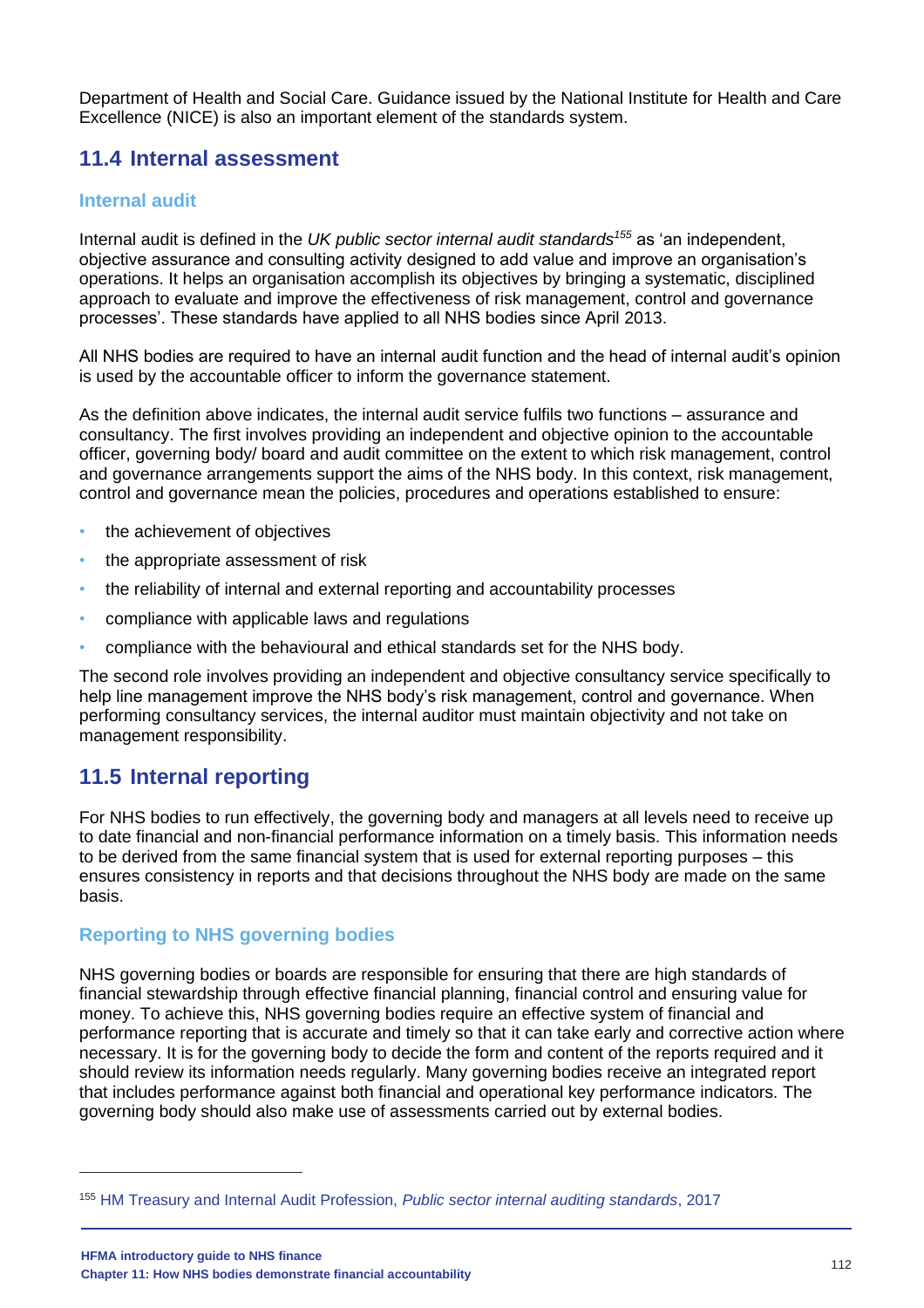Department of Health and Social Care. Guidance issued by the National Institute for Health and Care Excellence (NICE) is also an important element of the standards system.

## 11.4 Internal assessment

### Internal audit

Internal audit is defined in the *UK public sector internal audit standards*[155] as 'an independent, objective assurance and consulting activity designed to add value and improve an organisation's operations. It helps an organisation accomplish its objectives by bringing a systematic, disciplined approach to evaluate and improve the effectiveness of risk management, control and governance processes'. These standards have applied to all NHS bodies since April 2013.

All NHS bodies are required to have an internal audit function and the head of internal audit's opinion is used by the accountable officer to inform the governance statement.

As the definition above indicates, the internal audit service fulfils two functions – assurance and consultancy. The first involves providing an independent and objective opinion to the accountable officer, governing body/ board and audit committee on the extent to which risk management, control and governance arrangements support the aims of the NHS body. In this context, risk management, control and governance mean the policies, procedures and operations established to ensure:

- the achievement of objectives
- the appropriate assessment of risk
- the reliability of internal and external reporting and accountability processes
- compliance with applicable laws and regulations
- compliance with the behavioural and ethical standards set for the NHS body.

The second role involves providing an independent and objective consultancy service specifically to help line management improve the NHS body's risk management, control and governance. When performing consultancy services, the internal auditor must maintain objectivity and not take on management responsibility.

## 11.5 Internal reporting

For NHS bodies to run effectively, the governing body and managers at all levels need to receive up to date financial and non-financial performance information on a timely basis. This information needs to be derived from the same financial system that is used for external reporting purposes – this ensures consistency in reports and that decisions throughout the NHS body are made on the same basis.

### Reporting to NHS governing bodies

NHS governing bodies or boards are responsible for ensuring that there are high standards of financial stewardship through effective financial planning, financial control and ensuring value for money. To achieve this, NHS governing bodies require an effective system of financial and performance reporting that is accurate and timely so that it can take early and corrective action where necessary. It is for the governing body to decide the form and content of the reports required and it should review its information needs regularly. Many governing bodies receive an integrated report that includes performance against both financial and operational key performance indicators. The governing body should also make use of assessments carried out by external bodies.

[155] HM Treasury and Internal Audit Profession, *Public sector internal auditing standards*, 2017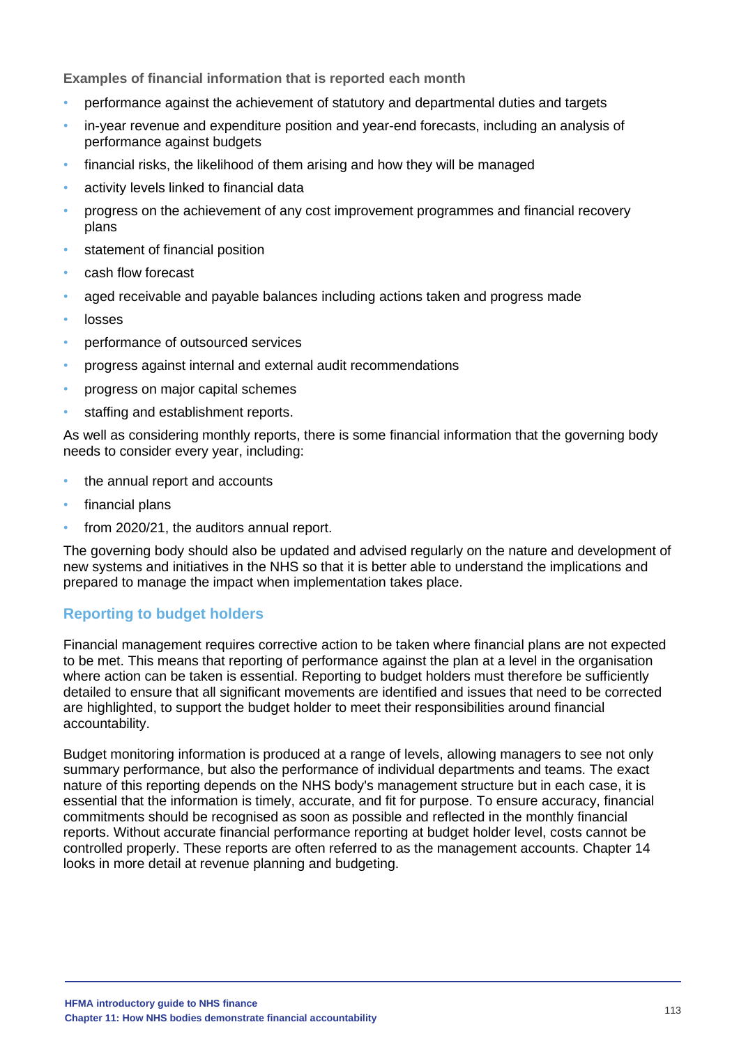**Examples of financial information that is reported each month**

- performance against the achievement of statutory and departmental duties and targets
- in-year revenue and expenditure position and year-end forecasts, including an analysis of performance against budgets
- financial risks, the likelihood of them arising and how they will be managed
- activity levels linked to financial data
- progress on the achievement of any cost improvement programmes and financial recovery plans
- statement of financial position
- cash flow forecast
- aged receivable and payable balances including actions taken and progress made
- losses
- performance of outsourced services
- progress against internal and external audit recommendations
- progress on major capital schemes
- staffing and establishment reports.

As well as considering monthly reports, there is some financial information that the governing body needs to consider every year, including:

- the annual report and accounts
- financial plans
- from 2020/21, the auditors annual report.

The governing body should also be updated and advised regularly on the nature and development of new systems and initiatives in the NHS so that it is better able to understand the implications and prepared to manage the impact when implementation takes place.

## Reporting to budget holders

Financial management requires corrective action to be taken where financial plans are not expected to be met. This means that reporting of performance against the plan at a level in the organisation where action can be taken is essential. Reporting to budget holders must therefore be sufficiently detailed to ensure that all significant movements are identified and issues that need to be corrected are highlighted, to support the budget holder to meet their responsibilities around financial accountability.

Budget monitoring information is produced at a range of levels, allowing managers to see not only summary performance, but also the performance of individual departments and teams. The exact nature of this reporting depends on the NHS body's management structure but in each case, it is essential that the information is timely, accurate, and fit for purpose. To ensure accuracy, financial commitments should be recognised as soon as possible and reflected in the monthly financial reports. Without accurate financial performance reporting at budget holder level, costs cannot be controlled properly. These reports are often referred to as the management accounts. Chapter 14 looks in more detail at revenue planning and budgeting.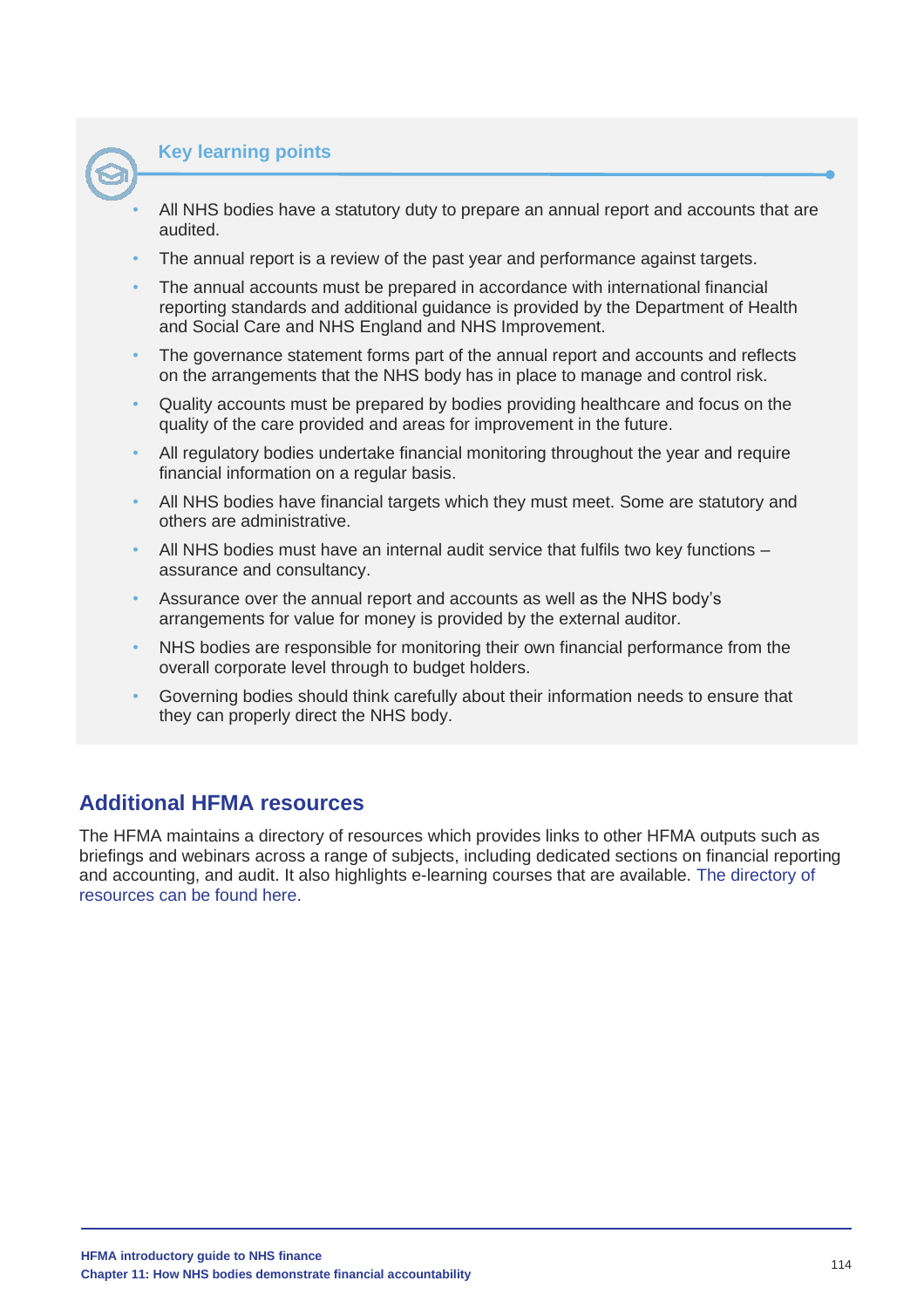### Key learning points

- All NHS bodies have a statutory duty to prepare an annual report and accounts that are audited.
- The annual report is a review of the past year and performance against targets.
- The annual accounts must be prepared in accordance with international financial reporting standards and additional guidance is provided by the Department of Health and Social Care and NHS England and NHS Improvement.
- The governance statement forms part of the annual report and accounts and reflects on the arrangements that the NHS body has in place to manage and control risk.
- Quality accounts must be prepared by bodies providing healthcare and focus on the quality of the care provided and areas for improvement in the future.
- All regulatory bodies undertake financial monitoring throughout the year and require financial information on a regular basis.
- All NHS bodies have financial targets which they must meet. Some are statutory and others are administrative.
- All NHS bodies must have an internal audit service that fulfils two key functions – assurance and consultancy.
- Assurance over the annual report and accounts as well as the NHS body's arrangements for value for money is provided by the external auditor.
- NHS bodies are responsible for monitoring their own financial performance from the overall corporate level through to budget holders.
- Governing bodies should think carefully about their information needs to ensure that they can properly direct the NHS body.

## Additional HFMA resources

The HFMA maintains a directory of resources which provides links to other HFMA outputs such as briefings and webinars across a range of subjects, including dedicated sections on financial reporting and accounting, and audit. It also highlights e-learning courses that are available. The directory of resources can be found here.